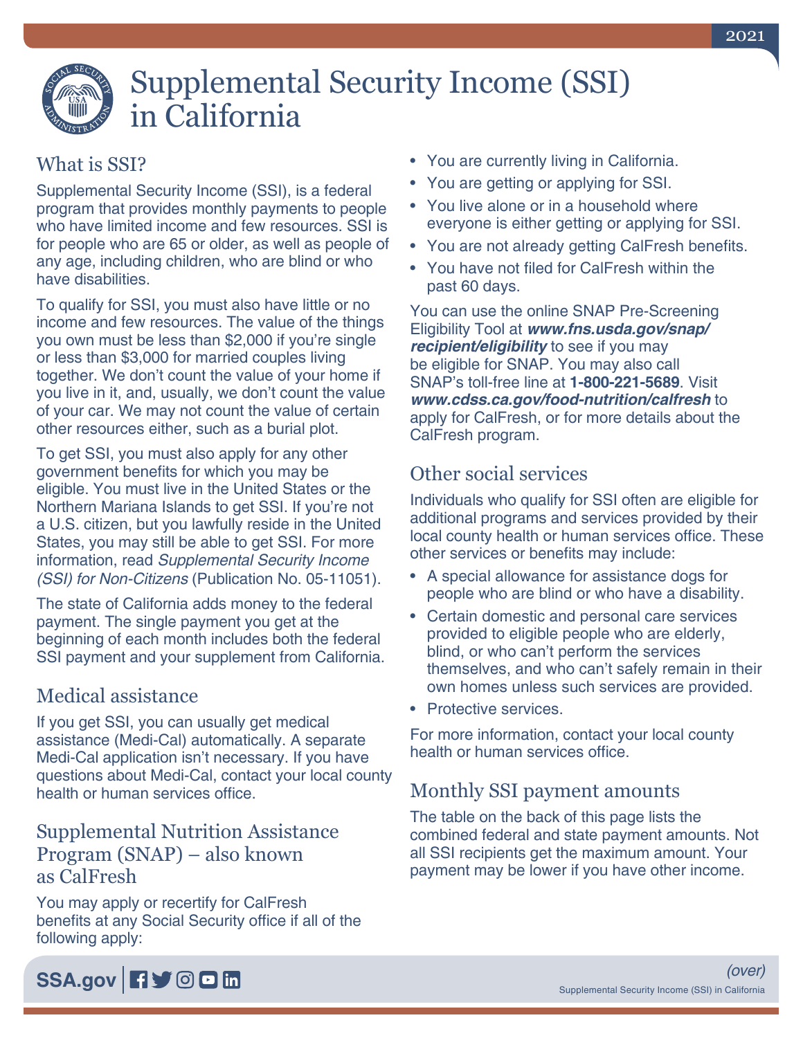# Supplemental Security Income (SSI) in California

## What is SSI?

Supplemental Security Income (SSI), is a federal program that provides monthly payments to people who have limited income and few resources. SSI is for people who are 65 or older, as well as people of any age, including children, who are blind or who have disabilities.

To qualify for SSI, you must also have little or no income and few resources. The value of the things you own must be less than $2,000 if you're single or less than $3,000 for married couples living together. We don't count the value of your home if you live in it, and, usually, we don't count the value of your car. We may not count the value of certain other resources either, such as a burial plot.

To get SSI, you must also apply for any other government benefits for which you may be eligible. You must live in the United States or the Northern Mariana Islands to get SSI. If you're not a U.S. citizen, but you lawfully reside in the United States, you may still be able to get SSI. For more information, read *Supplemental Security Income (SSI) for Non-Citizens* (Publication No. 05-11051).

The state of California adds money to the federal payment. The single payment you get at the beginning of each month includes both the federal SSI payment and your supplement from California.

## Medical assistance

If you get SSI, you can usually get medical assistance (Medi-Cal) automatically. A separate Medi-Cal application isn't necessary. If you have questions about Medi-Cal, contact your local county health or human services office.

## Supplemental Nutrition Assistance Program (SNAP) – also known as CalFresh

You may apply or recertify for CalFresh benefits at any Social Security office if all of the following apply:

- You are currently living in California.
- You are getting or applying for SSI.
- You live alone or in a household where everyone is either getting or applying for SSI.
- You are not already getting CalFresh benefits.
- You have not filed for CalFresh within the past 60 days.

You can use the online SNAP Pre-Screening Eligibility Tool at ***www.fns.usda.gov/snap/recipient/eligibility*** to see if you may be eligible for SNAP. You may also call SNAP's toll-free line at **1-800-221-5689**. Visit ***www.cdss.ca.gov/food-nutrition/calfresh*** to apply for CalFresh, or for more details about the CalFresh program.

## Other social services

Individuals who qualify for SSI often are eligible for additional programs and services provided by their local county health or human services office. These other services or benefits may include:

- A special allowance for assistance dogs for people who are blind or who have a disability.
- Certain domestic and personal care services provided to eligible people who are elderly, blind, or who can't perform the services themselves, and who can't safely remain in their own homes unless such services are provided.
- Protective services.

For more information, contact your local county health or human services office.

## Monthly SSI payment amounts

The table on the back of this page lists the combined federal and state payment amounts. Not all SSI recipients get the maximum amount. Your payment may be lower if you have other income.

*(over)*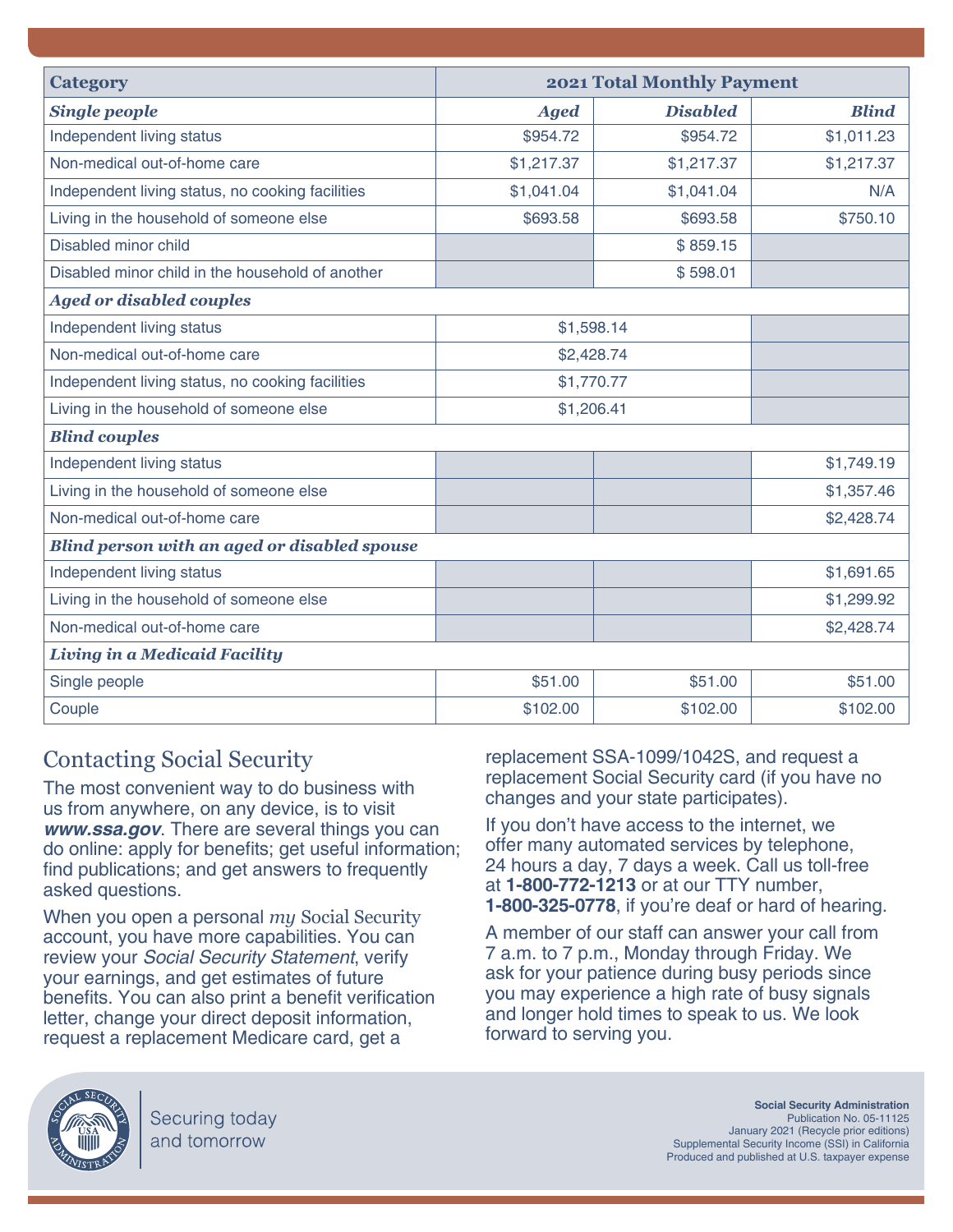| Category | 2021 Total Monthly Payment | | |
|---|---|---|---|
| ***Single people*** | ***Aged*** | ***Disabled*** | ***Blind*** |
| Independent living status | $954.72 | $954.72 | $1,011.23 |
| Non-medical out-of-home care | $1,217.37 | $1,217.37 | $1,217.37 |
| Independent living status, no cooking facilities | $1,041.04 | $1,041.04 | N/A |
| Living in the household of someone else | $693.58 | $693.58 | $750.10 |
| Disabled minor child | | $ 859.15 | |
| Disabled minor child in the household of another | | $ 598.01 | |
| ***Aged or disabled couples*** | | | |
| Independent living status | $1,598.14 | | |
| Non-medical out-of-home care | $2,428.74 | | |
| Independent living status, no cooking facilities | $1,770.77 | | |
| Living in the household of someone else | $1,206.41 | | |
| ***Blind couples*** | | | |
| Independent living status | | | $1,749.19 |
| Living in the household of someone else | | | $1,357.46 |
| Non-medical out-of-home care | | | $2,428.74 |
| ***Blind person with an aged or disabled spouse*** | | | |
| Independent living status | | | $1,691.65 |
| Living in the household of someone else | | | $1,299.92 |
| Non-medical out-of-home care | | | $2,428.74 |
| ***Living in a Medicaid Facility*** | | | |
| Single people | $51.00 | $51.00 | $51.00 |
| Couple | $102.00 | $102.00 | $102.00 |

## Contacting Social Security

The most convenient way to do business with us from anywhere, on any device, is to visit ***www.ssa.gov***. There are several things you can do online: apply for benefits; get useful information; find publications; and get answers to frequently asked questions.

When you open a personal *my* Social Security account, you have more capabilities. You can review your *Social Security Statement*, verify your earnings, and get estimates of future benefits. You can also print a benefit verification letter, change your direct deposit information, request a replacement Medicare card, get a replacement SSA-1099/1042S, and request a replacement Social Security card (if you have no changes and your state participates).

If you don't have access to the internet, we offer many automated services by telephone, 24 hours a day, 7 days a week. Call us toll-free at **1-800-772-1213** or at our TTY number, **1-800-325-0778**, if you're deaf or hard of hearing.

A member of our staff can answer your call from 7 a.m. to 7 p.m., Monday through Friday. We ask for your patience during busy periods since you may experience a high rate of busy signals and longer hold times to speak to us. We look forward to serving you.

Securing today and tomorrow

**Social Security Administration**
Publication No. 05-11125
January 2021 (Recycle prior editions)
Supplemental Security Income (SSI) in California
Produced and published at U.S. taxpayer expense